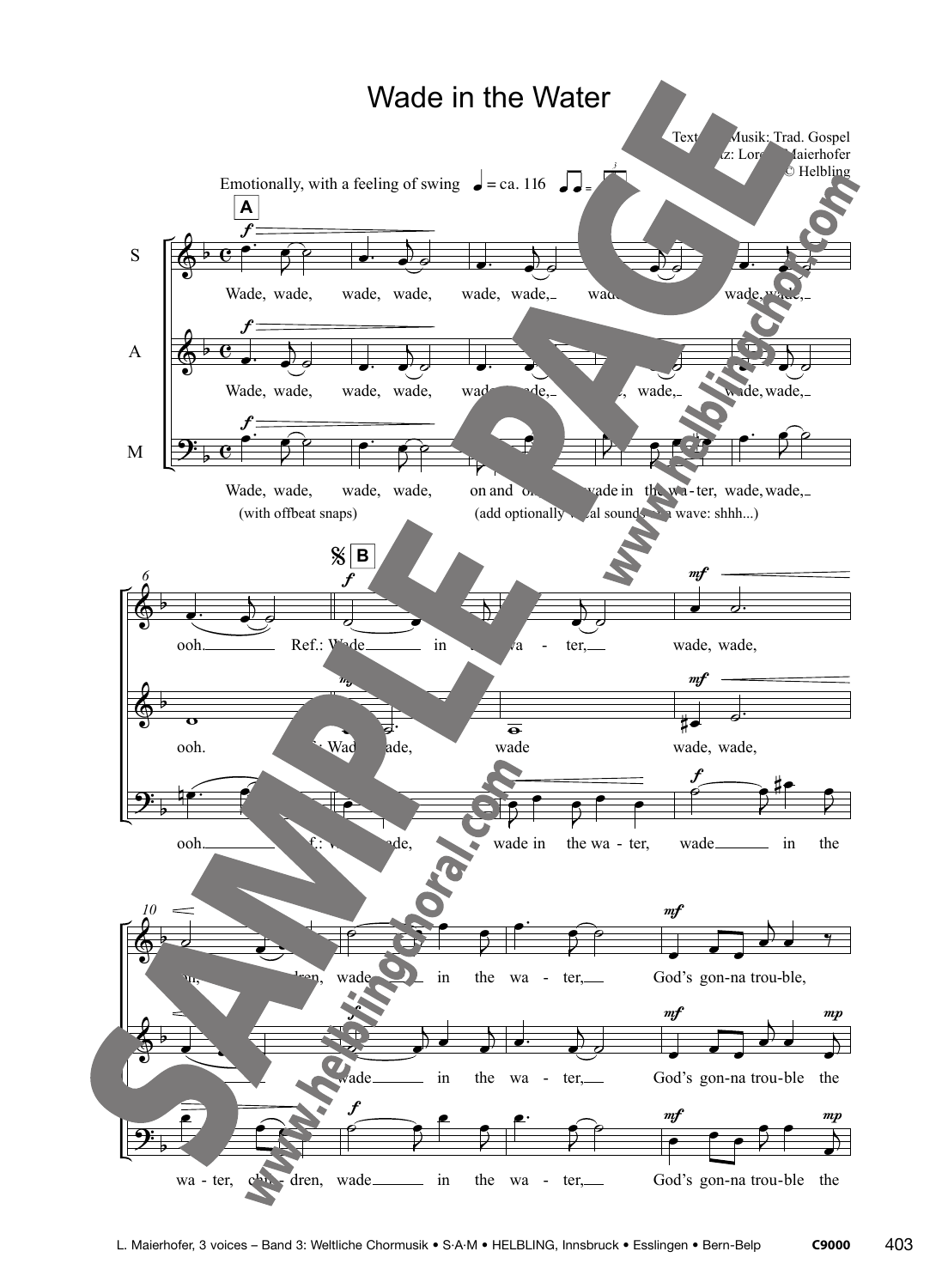# Wade in the Water

Text und Musik: Trad. Gospel
Satz: Lorenz Maierhofer
© Helbling

Emotionally, with a feeling of swing ♩ = ca. 116

**A**

S: Wade, wade, wade, wade, wade, wade, wade, wade, wade, wade, ooh.

A: Wade, wade, wade, wade, wade, wade, wade, wade, wade, wade, ooh.

M: Wade, wade, wade, wade, on and on, wade in the wa-ter, wade, wade, ooh.

(with offbeat snaps)

(add optionally vocal sounds of a wave: shhh...)

**B**

S: Ref.: Wade in the wa-ter, wade, wade, children, wade in the wa-ter, God's gon-na trou-ble,

A: Ref.: Wade, wade, wade, wade, wade, wade in the wa-ter, God's gon-na trou-ble the

M: Ref.: Wade, wade, wade in the wa-ter, wade in the wa-ter, chil-dren, wade in the wa-ter, God's gon-na trou-ble the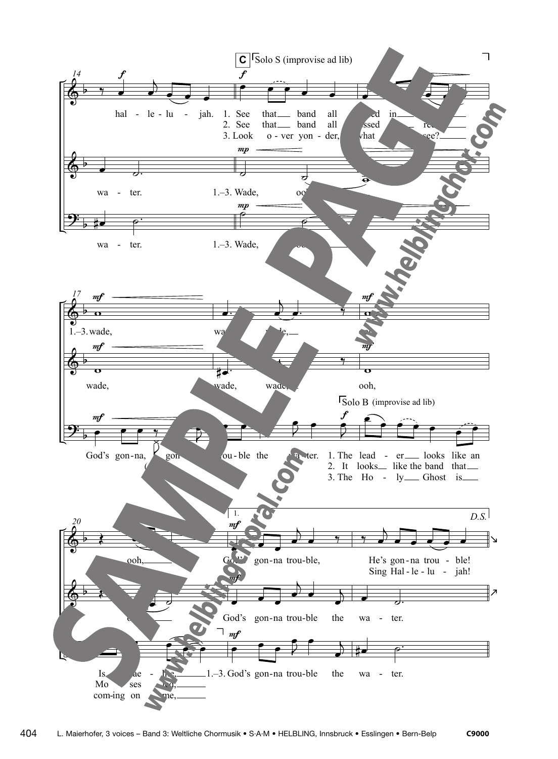C — Solo S (improvise ad lib)

14

hal - le - lu - jah. 1. See that band all ... ed in ...
2. See that band all ... ssed ... re...
3. Look o - ver yon - der, what ... see?

wa - ter. 1.–3. Wade, ooh ...

wa - ter. 1.–3. Wade, ...

17

1.–3. wade, wa... wade, ...

wade, wade, wade, ooh,

God's gon-na, gon... trou-ble the wa-ter.

Solo B (improvise ad lib)

1. The lead - er looks like an
2. It looks like the band that
3. The Ho - ly Ghost is

20

ooh, God's gon-na trou-ble, He's gon-na trou - ble!
Sing Hal - le - lu - jah!

God's gon-na trou-ble the wa - ter.

Is - rae - lite, 1.–3. God's gon-na trou-ble the wa - ter.
Mo - ses led,
com-ing on time,

D.S.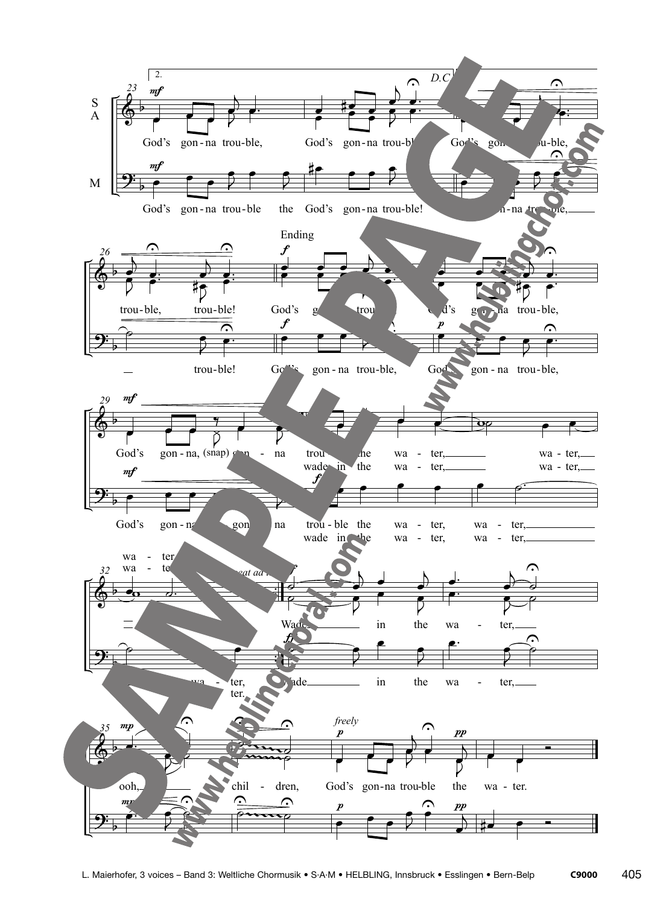2. D.C.

S A

M

God's gon-na trou-ble, God's gon-na trou-ble, God's gon-na trou-ble,

God's gon-na trou-ble the God's gon-na trou-ble! God's gon-na trou-ble,

Ending

trou-ble, trou-ble! God's gon-na trou-ble, God's gon-na trou-ble,

trou-ble! God's gon-na trou-ble, God's gon-na trou-ble,

God's gon-na, (snap) gon-na trou-ble the wa-ter, wa-ter,

wade in the wa-ter, wa-ter,

God's gon-na gon-na trou-ble the wa-ter, wa-ter,

wade in the wa-ter, wa-ter,

wa-ter,

wa-ter. repeat ad lib.

Wade in the wa-ter,

wa-ter,

ter.

Wade in the wa-ter,

freely

ooh, chil-dren, God's gon-na trou-ble the wa-ter.

L. Maierhofer, 3 voices – Band 3: Weltliche Chormusik • S·A·M • HELBLING, Innsbruck • Esslingen • Bern-Belp C9000

SAMPLE PAGE

www.helblingchor.com

www.helblingchoral.com